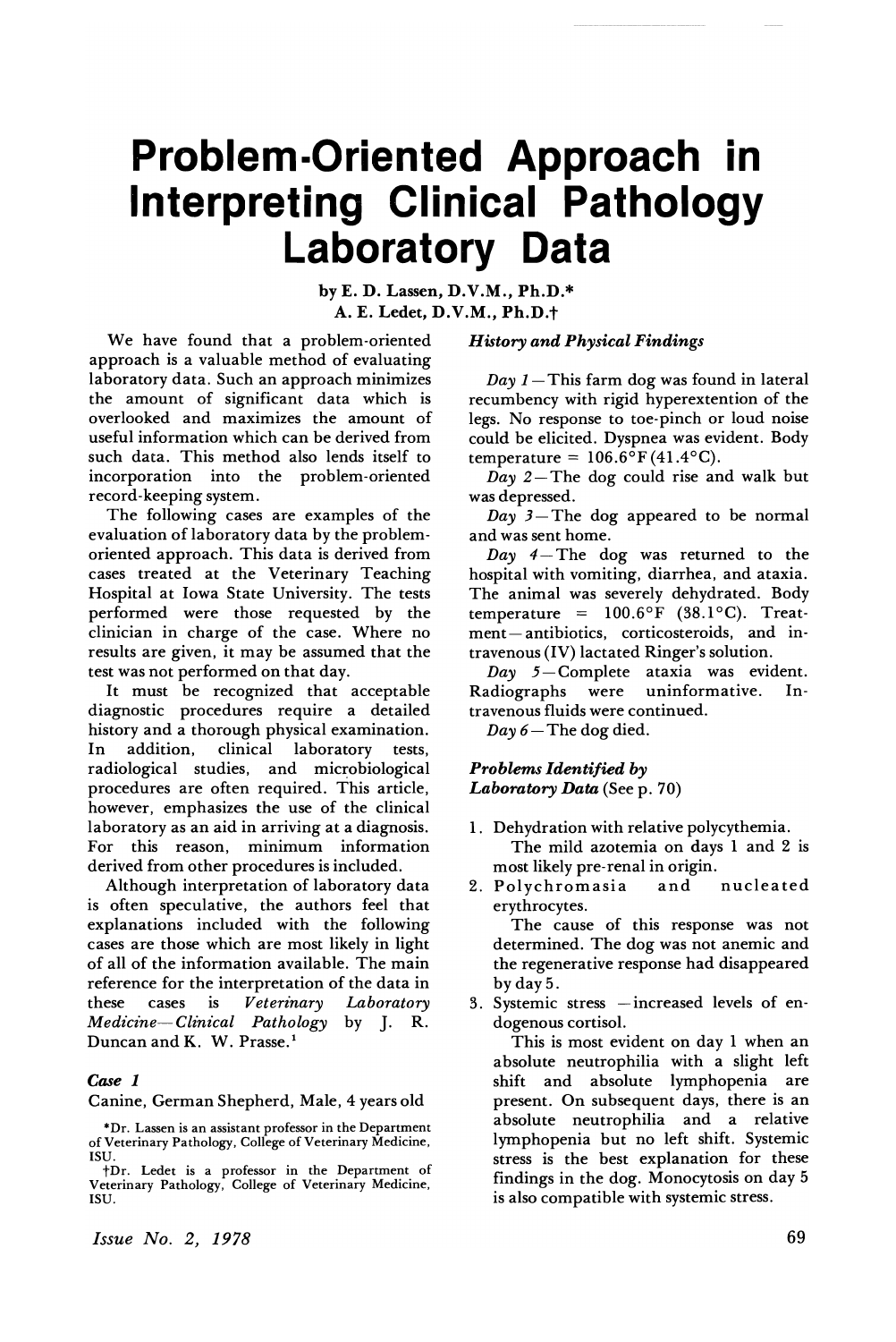# Problem-Oriented Approach in Interpreting Clinical Pathology Laboratory Data

by E. D. Lassen, D.V.M., Ph.D.*
A. E. Ledet, D.V.M., Ph.D.†

We have found that a problem-oriented approach is a valuable method of evaluating laboratory data. Such an approach minimizes the amount of significant data which is overlooked and maximizes the amount of useful information which can be derived from such data. This method also lends itself to incorporation into the problem-oriented record-keeping system.

The following cases are examples of the evaluation of laboratory data by the problem-oriented approach. This data is derived from cases treated at the Veterinary Teaching Hospital at Iowa State University. The tests performed were those requested by the clinician in charge of the case. Where no results are given, it may be assumed that the test was not performed on that day.

It must be recognized that acceptable diagnostic procedures require a detailed history and a thorough physical examination. In addition, clinical laboratory tests, radiological studies, and microbiological procedures are often required. This article, however, emphasizes the use of the clinical laboratory as an aid in arriving at a diagnosis. For this reason, minimum information derived from other procedures is included.

Although interpretation of laboratory data is often speculative, the authors feel that explanations included with the following cases are those which are most likely in light of all of the information available. The main reference for the interpretation of the data in these cases is *Veterinary Laboratory Medicine—Clinical Pathology* by J. R. Duncan and K. W. Prasse.[1]

### *Case 1*

Canine, German Shepherd, Male, 4 years old

*Dr. Lassen is an assistant professor in the Department of Veterinary Pathology, College of Veterinary Medicine, ISU.

†Dr. Ledet is a professor in the Department of Veterinary Pathology, College of Veterinary Medicine, ISU.

### *History and Physical Findings*

*Day 1*—This farm dog was found in lateral recumbency with rigid hyperextention of the legs. No response to toe-pinch or loud noise could be elicited. Dyspnea was evident. Body temperature = 106.6°F (41.4°C).

*Day 2*—The dog could rise and walk but was depressed.

*Day 3*—The dog appeared to be normal and was sent home.

*Day 4*—The dog was returned to the hospital with vomiting, diarrhea, and ataxia. The animal was severely dehydrated. Body temperature = 100.6°F (38.1°C). Treatment—antibiotics, corticosteroids, and intravenous (IV) lactated Ringer's solution.

*Day 5*—Complete ataxia was evident. Radiographs were uninformative. Intravenous fluids were continued.

*Day 6*—The dog died.

### *Problems Identified by Laboratory Data* (See p. 70)

1. Dehydration with relative polycythemia.
   The mild azotemia on days 1 and 2 is most likely pre-renal in origin.
2. Polychromasia and nucleated erythrocytes.
   The cause of this response was not determined. The dog was not anemic and the regenerative response had disappeared by day 5.
3. Systemic stress —increased levels of endogenous cortisol.
   This is most evident on day 1 when an absolute neutrophilia with a slight left shift and absolute lymphopenia are present. On subsequent days, there is an absolute neutrophilia and a relative lymphopenia but no left shift. Systemic stress is the best explanation for these findings in the dog. Monocytosis on day 5 is also compatible with systemic stress.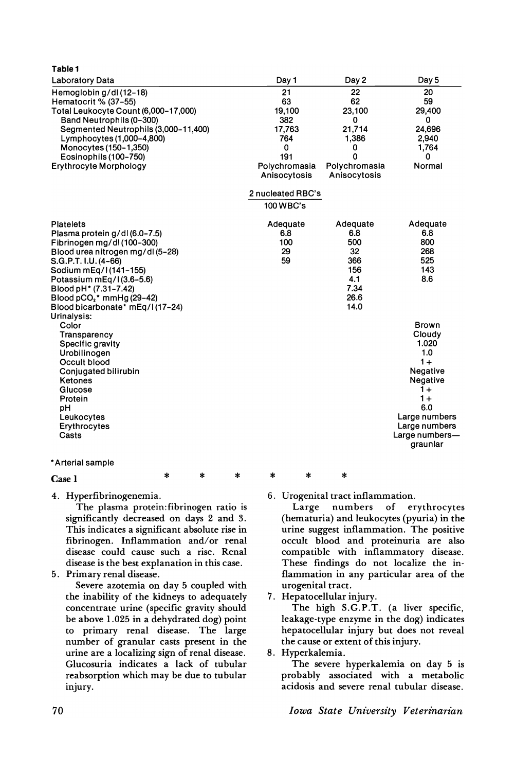**Table 1**

| Laboratory Data | Day 1 | Day 2 | Day 5 |
|---|---|---|---|
| Hemoglobin g/dl (12-18) | 21 | 22 | 20 |
| Hematocrit % (37-55) | 63 | 62 | 59 |
| Total Leukocyte Count (6,000-17,000) | 19,100 | 23,100 | 29,400 |
| Band Neutrophils (0-300) | 382 | 0 | 0 |
| Segmented Neutrophils (3,000-11,400) | 17,763 | 21,714 | 24,696 |
| Lymphocytes (1,000-4,800) | 764 | 1,386 | 2,940 |
| Monocytes (150-1,350) | 0 | 0 | 1,764 |
| Eosinophils (100-750) | 191 | 0 | 0 |
| Erythrocyte Morphology | Polychromasia Anisocytosis | Polychromasia Anisocytosis | Normal |
| | 2 nucleated RBC's / 100 WBC's | | |
| Platelets | Adequate | Adequate | Adequate |
| Plasma protein g/dl (6.0-7.5) | 6.8 | 6.8 | 6.8 |
| Fibrinogen mg/dl (100-300) | 100 | 500 | 800 |
| Blood urea nitrogen mg/dl (5-28) | 29 | 32 | 268 |
| S.G.P.T. I.U. (4-66) | 59 | 366 | 525 |
| Sodium mEq/l (141-155) | | 156 | 143 |
| Potassium mEq/l (3.6-5.6) | | 4.1 | 8.6 |
| Blood pH* (7.31-7.42) | | 7.34 | |
| Blood $pCO_2$* mmHg (29-42) | | 26.6 | |
| Blood bicarbonate* mEq/l (17-24) | | 14.0 | |
| Urinalysis: | | | |
| Color | | | Brown |
| Transparency | | | Cloudy |
| Specific gravity | | | 1.020 |
| Urobilinogen | | | 1.0 |
| Occult blood | | | 1+ |
| Conjugated bilirubin | | | Negative |
| Ketones | | | Negative |
| Glucose | | | 1+ |
| Protein | | | 1+ |
| pH | | | 6.0 |
| Leukocytes | | | Large numbers |
| Erythrocytes | | | Large numbers |
| Casts | | | Large numbers—graunlar |

*Arterial sample

**Case 1** * * * * * *

4. Hyperfibrinogenemia.

   The plasma protein:fibrinogen ratio is significantly decreased on days 2 and 3. This indicates a significant absolute rise in fibrinogen. Inflammation and/or renal disease could cause such a rise. Renal disease is the best explanation in this case.

5. Primary renal disease.

   Severe azotemia on day 5 coupled with the inability of the kidneys to adequately concentrate urine (specific gravity should be above 1.025 in a dehydrated dog) point to primary renal disease. The large number of granular casts present in the urine are a localizing sign of renal disease. Glucosuria indicates a lack of tubular reabsorption which may be due to tubular injury.

6. Urogenital tract inflammation.

   Large numbers of erythrocytes (hematuria) and leukocytes (pyuria) in the urine suggest inflammation. The positive occult blood and proteinuria are also compatible with inflammatory disease. These findings do not localize the inflammation in any particular area of the urogenital tract.

7. Hepatocellular injury.

   The high S.G.P.T. (a liver specific, leakage-type enzyme in the dog) indicates hepatocellular injury but does not reveal the cause or extent of this injury.

8. Hyperkalemia.

   The severe hyperkalemia on day 5 is probably associated with a metabolic acidosis and severe renal tubular disease.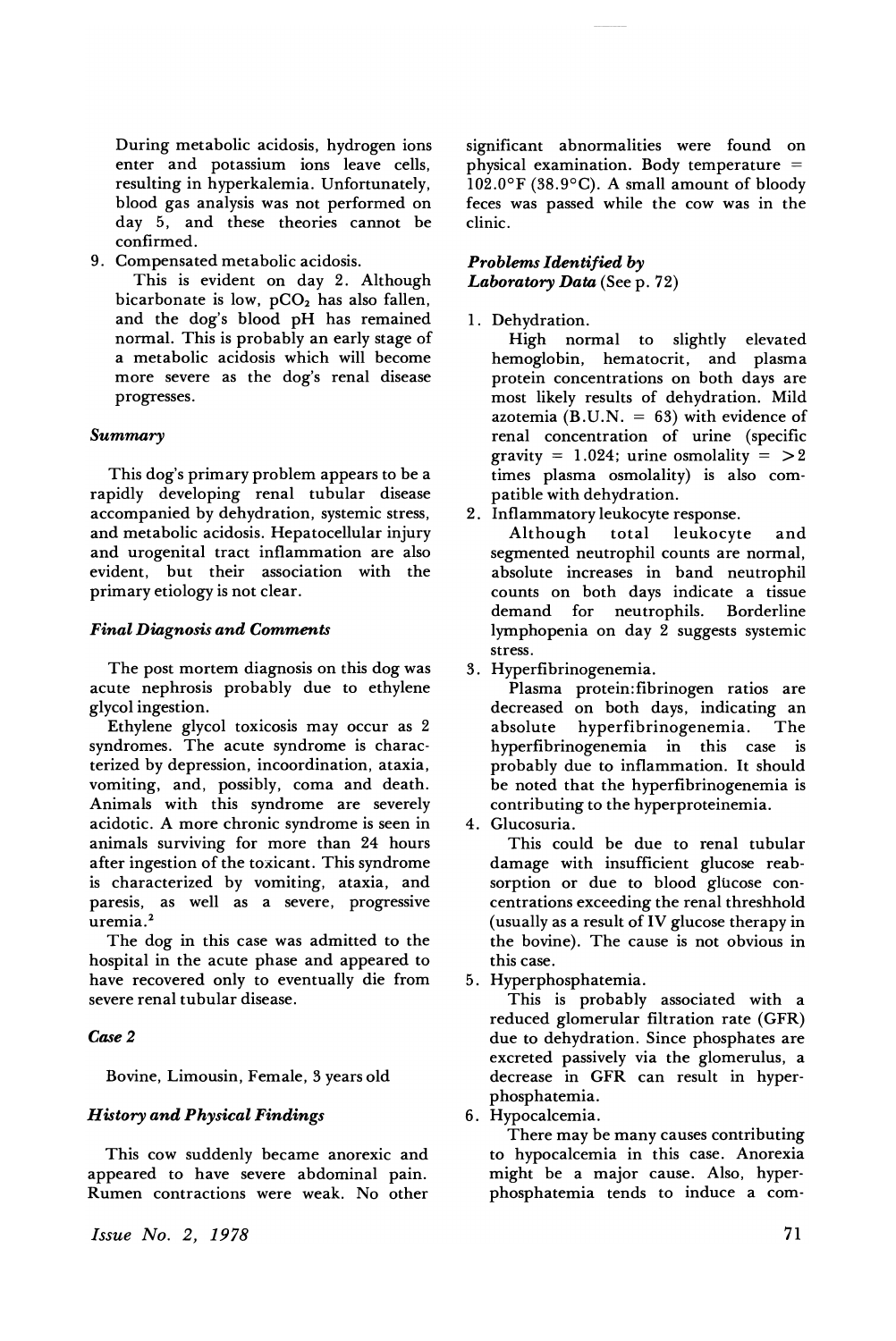During metabolic acidosis, hydrogen ions enter and potassium ions leave cells, resulting in hyperkalemia. Unfortunately, blood gas analysis was not performed on day 5, and these theories cannot be confirmed.

9. Compensated metabolic acidosis.

   This is evident on day 2. Although bicarbonate is low, $pCO_2$ has also fallen, and the dog's blood pH has remained normal. This is probably an early stage of a metabolic acidosis which will become more severe as the dog's renal disease progresses.

### *Summary*

This dog's primary problem appears to be a rapidly developing renal tubular disease accompanied by dehydration, systemic stress, and metabolic acidosis. Hepatocellular injury and urogenital tract inflammation are also evident, but their association with the primary etiology is not clear.

### *Final Diagnosis and Comments*

The post mortem diagnosis on this dog was acute nephrosis probably due to ethylene glycol ingestion.

Ethylene glycol toxicosis may occur as 2 syndromes. The acute syndrome is characterized by depression, incoordination, ataxia, vomiting, and, possibly, coma and death. Animals with this syndrome are severely acidotic. A more chronic syndrome is seen in animals surviving for more than 24 hours after ingestion of the toxicant. This syndrome is characterized by vomiting, ataxia, and paresis, as well as a severe, progressive uremia.[2]

The dog in this case was admitted to the hospital in the acute phase and appeared to have recovered only to eventually die from severe renal tubular disease.

### *Case 2*

Bovine, Limousin, Female, 3 years old

### *History and Physical Findings*

This cow suddenly became anorexic and appeared to have severe abdominal pain. Rumen contractions were weak. No other significant abnormalities were found on physical examination. Body temperature = 102.0°F (38.9°C). A small amount of bloody feces was passed while the cow was in the clinic.

### *Problems Identified by Laboratory Data* (See p. 72)

1. Dehydration.

   High normal to slightly elevated hemoglobin, hematocrit, and plasma protein concentrations on both days are most likely results of dehydration. Mild azotemia (B.U.N. = 63) with evidence of renal concentration of urine (specific gravity = 1.024; urine osmolality = >2 times plasma osmolality) is also compatible with dehydration.

2. Inflammatory leukocyte response.

   Although total leukocyte and segmented neutrophil counts are normal, absolute increases in band neutrophil counts on both days indicate a tissue demand for neutrophils. Borderline lymphopenia on day 2 suggests systemic stress.

3. Hyperfibrinogenemia.

   Plasma protein:fibrinogen ratios are decreased on both days, indicating an absolute hyperfibrinogenemia. The hyperfibrinogenemia in this case is probably due to inflammation. It should be noted that the hyperfibrinogenemia is contributing to the hyperproteinemia.

4. Glucosuria.

   This could be due to renal tubular damage with insufficient glucose reabsorption or due to blood glucose concentrations exceeding the renal threshhold (usually as a result of IV glucose therapy in the bovine). The cause is not obvious in this case.

5. Hyperphosphatemia.

   This is probably associated with a reduced glomerular filtration rate (GFR) due to dehydration. Since phosphates are excreted passively via the glomerulus, a decrease in GFR can result in hyperphosphatemia.

6. Hypocalcemia.

   There may be many causes contributing to hypocalcemia in this case. Anorexia might be a major cause. Also, hyperphosphatemia tends to induce a com-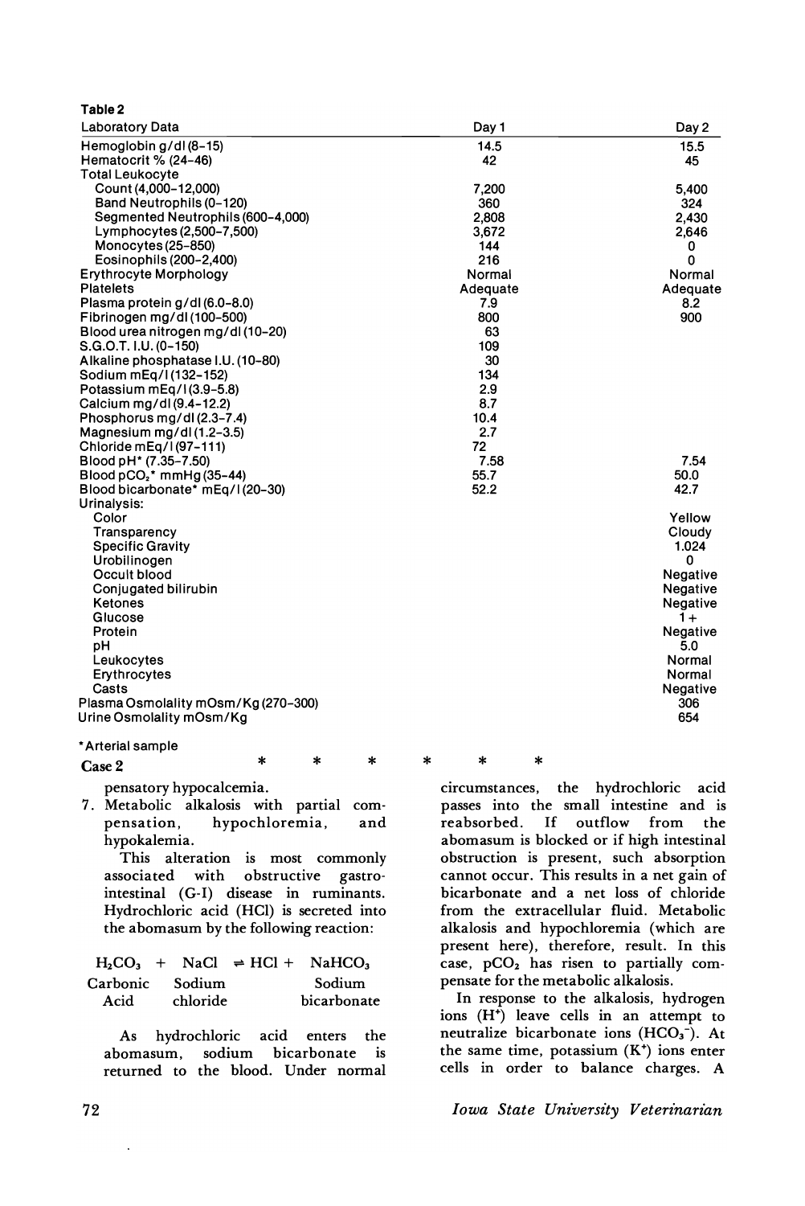**Table 2**

| Laboratory Data | Day 1 | Day 2 |
|---|---|---|
| Hemoglobin g/dl (8–15) | 14.5 | 15.5 |
| Hematocrit % (24–46) | 42 | 45 |
| Total Leukocyte | | |
| Count (4,000–12,000) | 7,200 | 5,400 |
| Band Neutrophils (0–120) | 360 | 324 |
| Segmented Neutrophils (600–4,000) | 2,808 | 2,430 |
| Lymphocytes (2,500–7,500) | 3,672 | 2,646 |
| Monocytes (25–850) | 144 | 0 |
| Eosinophils (200–2,400) | 216 | 0 |
| Erythrocyte Morphology | Normal | Normal |
| Platelets | Adequate | Adequate |
| Plasma protein g/dl (6.0–8.0) | 7.9 | 8.2 |
| Fibrinogen mg/dl (100–500) | 800 | 900 |
| Blood urea nitrogen mg/dl (10–20) | 63 | |
| S.G.O.T. I.U. (0–150) | 109 | |
| Alkaline phosphatase I.U. (10–80) | 30 | |
| Sodium mEq/l (132–152) | 134 | |
| Potassium mEq/l (3.9–5.8) | 2.9 | |
| Calcium mg/dl (9.4–12.2) | 8.7 | |
| Phosphorus mg/dl (2.3–7.4) | 10.4 | |
| Magnesium mg/dl (1.2–3.5) | 2.7 | |
| Chloride mEq/l (97–111) | 72 | |
| Blood pH* (7.35–7.50) | 7.58 | 7.54 |
| Blood $pCO_2$* mmHg (35–44) | 55.7 | 50.0 |
| Blood bicarbonate* mEq/l (20–30) | 52.2 | 42.7 |
| Urinalysis: | | |
| Color | | Yellow |
| Transparency | | Cloudy |
| Specific Gravity | | 1.024 |
| Urobilinogen | | 0 |
| Occult blood | | Negative |
| Conjugated bilirubin | | Negative |
| Ketones | | Negative |
| Glucose | | 1+ |
| Protein | | Negative |
| pH | | 5.0 |
| Leukocytes | | Normal |
| Erythrocytes | | Normal |
| Casts | | Negative |
| Plasma Osmolality mOsm/Kg (270–300) | | 306 |
| Urine Osmolality mOsm/Kg | | 654 |

*Arterial sample

**Case 2** * * * * * *

pensatory hypocalcemia.

7. Metabolic alkalosis with partial compensation, hypochloremia, and hypokalemia.

   This alteration is most commonly associated with obstructive gastrointestinal (G-I) disease in ruminants. Hydrochloric acid (HCl) is secreted into the abomasum by the following reaction:

$$\underset{\text{Carbonic Acid}}{H_2CO_3} + \underset{\text{Sodium chloride}}{NaCl} \rightleftharpoons HCl + \underset{\text{Sodium bicarbonate}}{NaHCO_3}$$

   As hydrochloric acid enters the abomasum, sodium bicarbonate is returned to the blood. Under normal circumstances, the hydrochloric acid passes into the small intestine and is reabsorbed. If outflow from the abomasum is blocked or if high intestinal obstruction is present, such absorption cannot occur. This results in a net gain of bicarbonate and a net loss of chloride from the extracellular fluid. Metabolic alkalosis and hypochloremia (which are present here), therefore, result. In this case, $pCO_2$ has risen to partially compensate for the metabolic alkalosis.

   In response to the alkalosis, hydrogen ions ($H^+$) leave cells in an attempt to neutralize bicarbonate ions ($HCO_3^-$). At the same time, potassium ($K^+$) ions enter cells in order to balance charges. A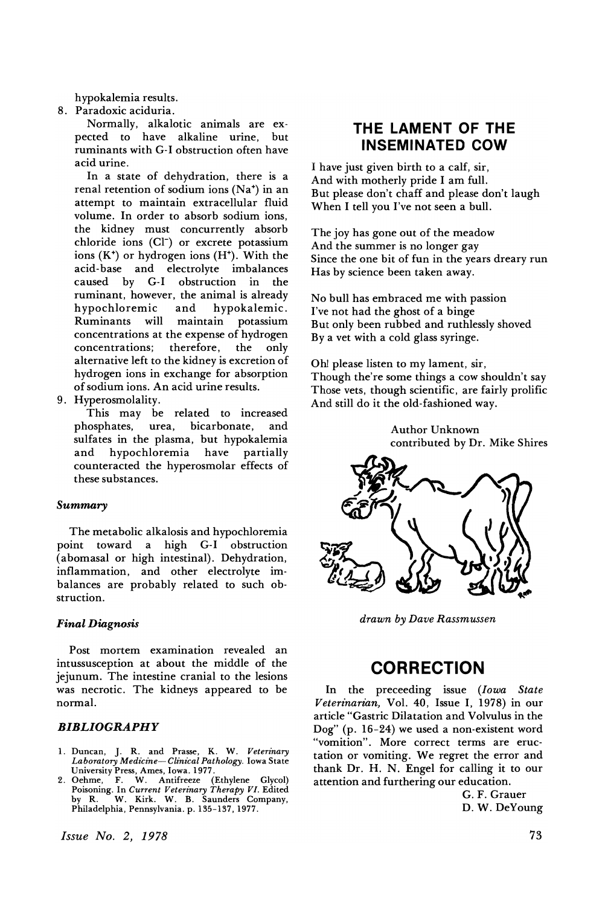hypokalemia results.

8. Paradoxic aciduria.

   Normally, alkalotic animals are expected to have alkaline urine, but ruminants with G-I obstruction often have acid urine.

   In a state of dehydration, there is a renal retention of sodium ions ($Na^+$) in an attempt to maintain extracellular fluid volume. In order to absorb sodium ions, the kidney must concurrently absorb chloride ions ($Cl^-$) or excrete potassium ions ($K^+$) or hydrogen ions ($H^+$). With the acid-base and electrolyte imbalances caused by G-I obstruction in the ruminant, however, the animal is already hypochloremic and hypokalemic. Ruminants will maintain potassium concentrations at the expense of hydrogen concentrations; therefore, the only alternative left to the kidney is excretion of hydrogen ions in exchange for absorption of sodium ions. An acid urine results.

9. Hyperosmolality.

   This may be related to increased phosphates, urea, bicarbonate, and sulfates in the plasma, but hypokalemia and hypochloremia have partially counteracted the hyperosmolar effects of these substances.

### *Summary*

The metabolic alkalosis and hypochloremia point toward a high G-I obstruction (abomasal or high intestinal). Dehydration, inflammation, and other electrolyte imbalances are probably related to such obstruction.

### *Final Diagnosis*

Post mortem examination revealed an intussusception at about the middle of the jejunum. The intestine cranial to the lesions was necrotic. The kidneys appeared to be normal.

### *BIBLIOGRAPHY*

1. Duncan, J. R. and Prasse, K. W. *Veterinary Laboratory Medicine—Clinical Pathology.* Iowa State University Press, Ames, Iowa. 1977.
2. Oehme, F. W. Antifreeze (Ethylene Glycol) Poisoning. In *Current Veterinary Therapy VI.* Edited by R. W. Kirk. W. B. Saunders Company, Philadelphia, Pennsylvania. p. 135-137, 1977.

## THE LAMENT OF THE INSEMINATED COW

I have just given birth to a calf, sir,
And with motherly pride I am full.
But please don't chaff and please don't laugh
When I tell you I've not seen a bull.

The joy has gone out of the meadow
And the summer is no longer gay
Since the one bit of fun in the years dreary run
Has by science been taken away.

No bull has embraced me with passion
I've not had the ghost of a binge
But only been rubbed and ruthlessly shoved
By a vet with a cold glass syringe.

Oh! please listen to my lament, sir,
Though the're some things a cow shouldn't say
Those vets, though scientific, are fairly prolific
And still do it the old-fashioned way.

Author Unknown
contributed by Dr. Mike Shires

*drawn by Dave Rassmussen*

## CORRECTION

In the preceeding issue (*Iowa State Veterinarian,* Vol. 40, Issue I, 1978) in our article "Gastric Dilatation and Volvulus in the Dog" (p. 16-24) we used a non-existent word "vomition". More correct terms are eructation or vomiting. We regret the error and thank Dr. H. N. Engel for calling it to our attention and furthering our education.

G. F. Grauer
D. W. DeYoung